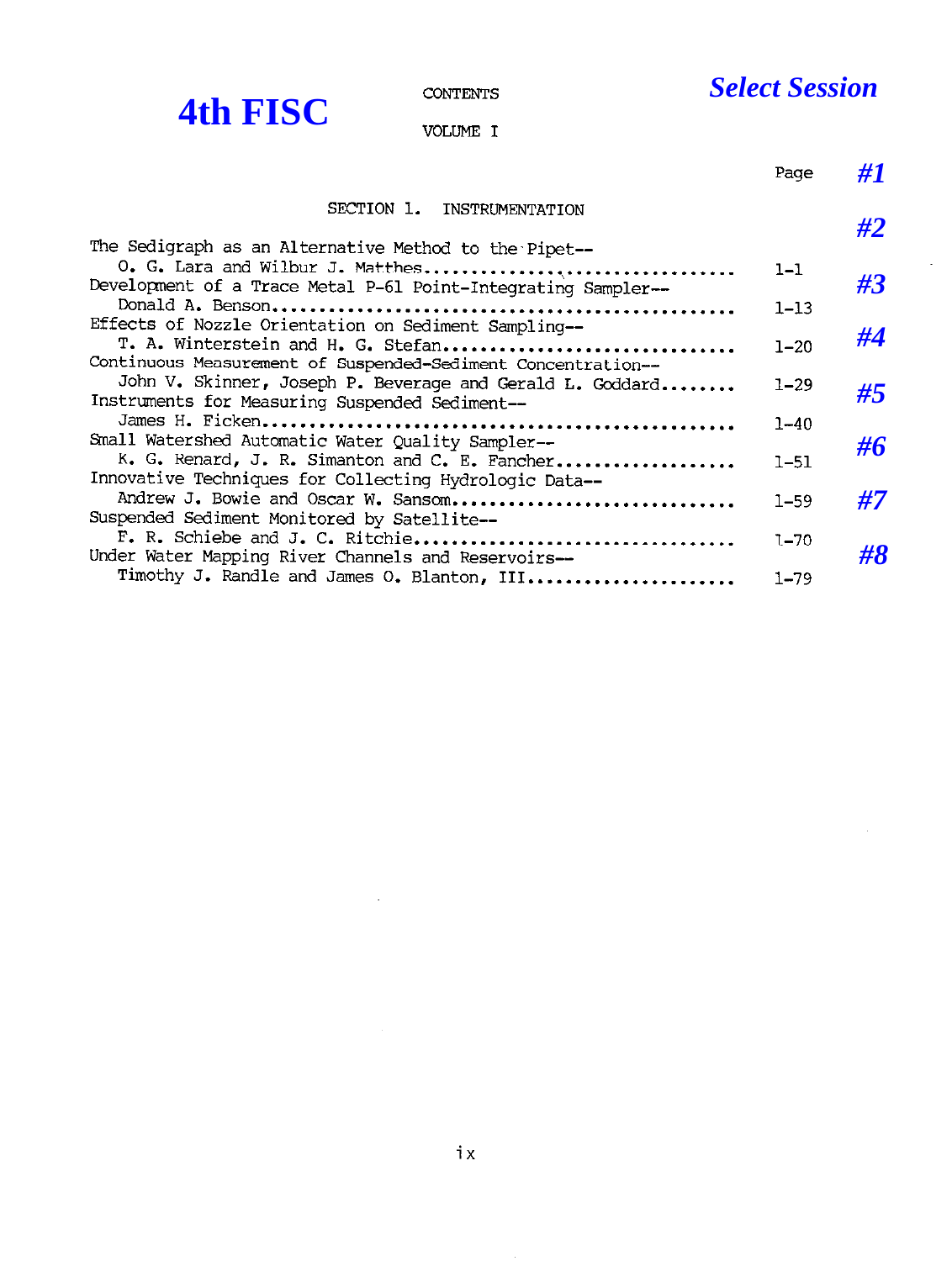# 4th FISC

CONTENTS

VOLUME I

*Select Session*

| | Page | |
|---|---|---|
| **SECTION 1. INSTRUMENTATION** | | ***#1*** |
| The Sedigraph as an Alternative Method to the Pipet-- O. G. Lara and Wilbur J. Matthes | 1-1 | ***#2*** |
| Development of a Trace Metal P-61 Point-Integrating Sampler-- Donald A. Benson | 1-13 | ***#3*** |
| Effects of Nozzle Orientation on Sediment Sampling-- T. A. Winterstein and H. G. Stefan | 1-20 | ***#4*** |
| Continuous Measurement of Suspended-Sediment Concentration-- John V. Skinner, Joseph P. Beverage and Gerald L. Goddard | 1-29 | ***#5*** |
| Instruments for Measuring Suspended Sediment-- James H. Ficken | 1-40 | |
| Small Watershed Automatic Water Quality Sampler-- K. G. Renard, J. R. Simanton and C. E. Fancher | 1-51 | ***#6*** |
| Innovative Techniques for Collecting Hydrologic Data-- Andrew J. Bowie and Oscar W. Sansom | 1-59 | ***#7*** |
| Suspended Sediment Monitored by Satellite-- F. R. Schiebe and J. C. Ritchie | 1-70 | |
| Under Water Mapping River Channels and Reservoirs-- Timothy J. Randle and James O. Blanton, III | 1-79 | ***#8*** |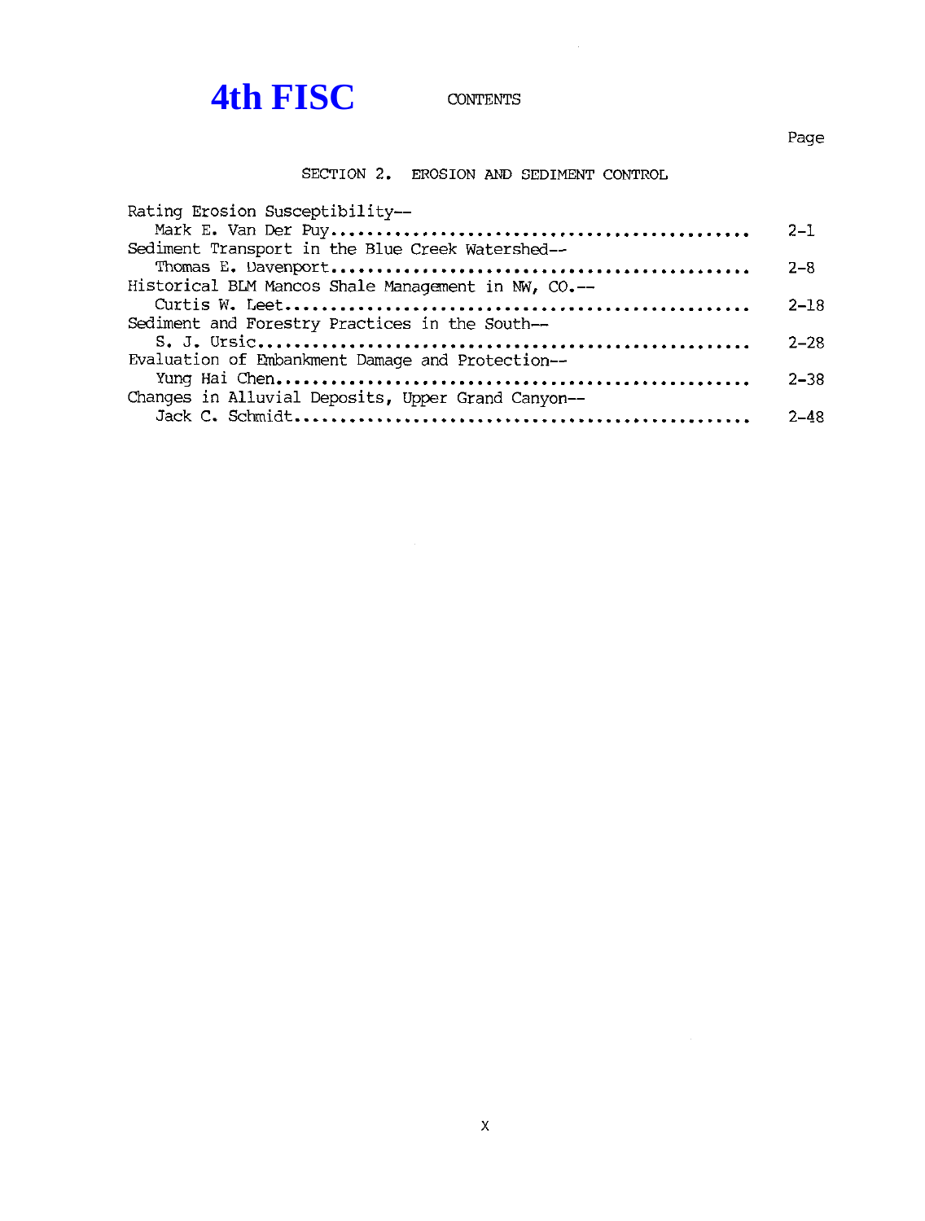# 4th FISC

CONTENTS

## SECTION 2. EROSION AND SEDIMENT CONTROL

| | Page |
|---|---|
| Rating Erosion Susceptibility-- Mark E. Van Der Puy | 2-1 |
| Sediment Transport in the Blue Creek Watershed-- Thomas E. Davenport | 2-8 |
| Historical BLM Mancos Shale Management in NW, CO.-- Curtis W. Leet | 2-18 |
| Sediment and Forestry Practices in the South-- S. J. Ursic | 2-28 |
| Evaluation of Embankment Damage and Protection-- Yung Hai Chen | 2-38 |
| Changes in Alluvial Deposits, Upper Grand Canyon-- Jack C. Schmidt | 2-48 |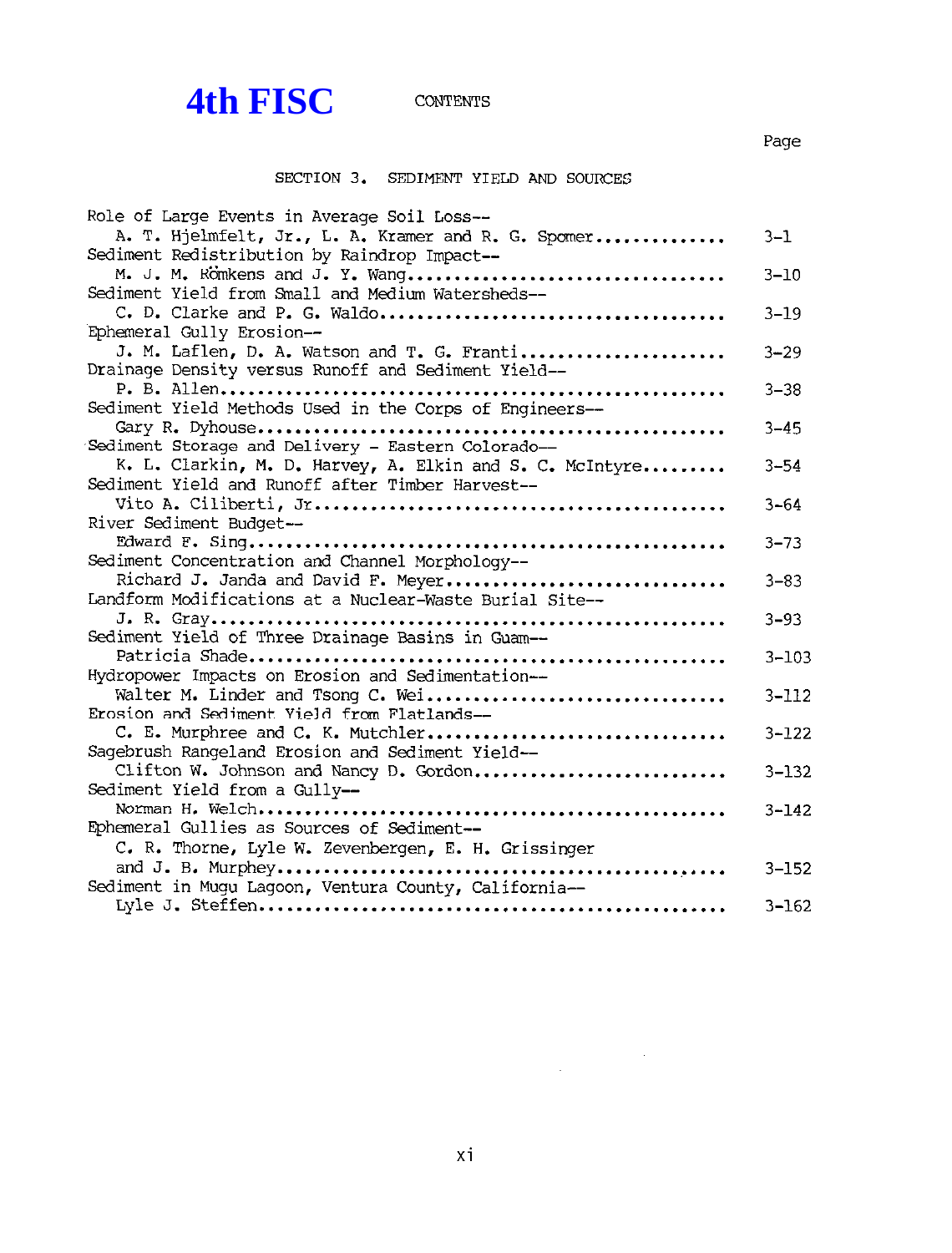# 4th FISC

CONTENTS

## SECTION 3. SEDIMENT YIELD AND SOURCES

| | Page |
|---|---|
| Role of Large Events in Average Soil Loss-- A. T. Hjelmfelt, Jr., L. A. Kramer and R. G. Spomer | 3-1 |
| Sediment Redistribution by Raindrop Impact-- M. J. M. Römkens and J. Y. Wang | 3-10 |
| Sediment Yield from Small and Medium Watersheds-- C. D. Clarke and P. G. Waldo | 3-19 |
| Ephemeral Gully Erosion-- J. M. Laflen, D. A. Watson and T. G. Franti | 3-29 |
| Drainage Density versus Runoff and Sediment Yield-- P. B. Allen | 3-38 |
| Sediment Yield Methods Used in the Corps of Engineers-- Gary R. Dyhouse | 3-45 |
| Sediment Storage and Delivery - Eastern Colorado-- K. L. Clarkin, M. D. Harvey, A. Elkin and S. C. McIntyre | 3-54 |
| Sediment Yield and Runoff after Timber Harvest-- Vito A. Ciliberti, Jr | 3-64 |
| River Sediment Budget-- Edward F. Sing | 3-73 |
| Sediment Concentration and Channel Morphology-- Richard J. Janda and David F. Meyer | 3-83 |
| Landform Modifications at a Nuclear-Waste Burial Site-- J. R. Gray | 3-93 |
| Sediment Yield of Three Drainage Basins in Guam-- Patricia Shade | 3-103 |
| Hydropower Impacts on Erosion and Sedimentation-- Walter M. Linder and Tsong C. Wei | 3-112 |
| Erosion and Sediment Yield from Flatlands-- C. E. Murphree and C. K. Mutchler | 3-122 |
| Sagebrush Rangeland Erosion and Sediment Yield-- Clifton W. Johnson and Nancy D. Gordon | 3-132 |
| Sediment Yield from a Gully-- Norman H. Welch | 3-142 |
| Ephemeral Gullies as Sources of Sediment-- C. R. Thorne, Lyle W. Zevenbergen, E. H. Grissinger and J. B. Murphey | 3-152 |
| Sediment in Mugu Lagoon, Ventura County, California-- Lyle J. Steffen | 3-162 |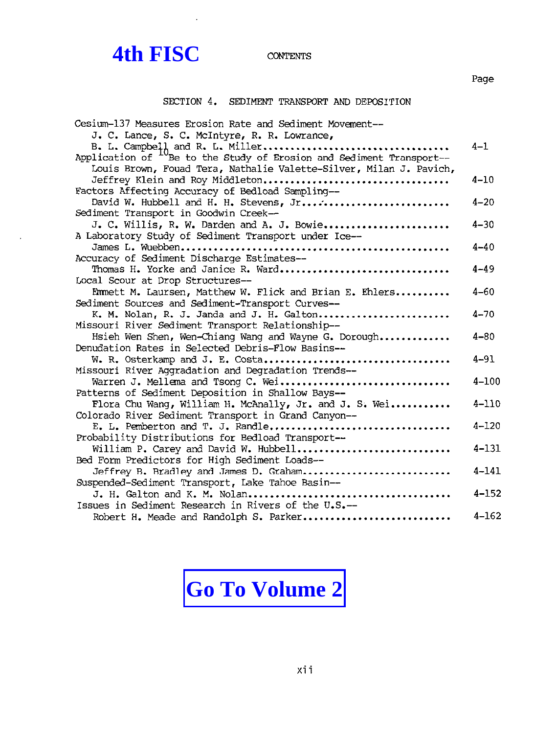# 4th FISC

CONTENTS

Page

## SECTION 4. SEDIMENT TRANSPORT AND DEPOSITION

| | |
|---|---|
| Cesium-137 Measures Erosion Rate and Sediment Movement-- J. C. Lance, S. C. McIntyre, R. R. Lowrance, B. L. Campbell and R. L. Miller | 4-1 |
| Application of $^{10}$Be to the Study of Erosion and Sediment Transport-- Louis Brown, Fouad Tera, Nathalie Valette-Silver, Milan J. Pavich, Jeffrey Klein and Roy Middleton | 4-10 |
| Factors Affecting Accuracy of Bedload Sampling-- David W. Hubbell and H. H. Stevens, Jr. | 4-20 |
| Sediment Transport in Goodwin Creek-- J. C. Willis, R. W. Darden and A. J. Bowie | 4-30 |
| A Laboratory Study of Sediment Transport under Ice-- James L. Wuebben | 4-40 |
| Accuracy of Sediment Discharge Estimates-- Thomas H. Yorke and Janice R. Ward | 4-49 |
| Local Scour at Drop Structures-- Emmett M. Laursen, Matthew W. Flick and Brian E. Ehlers | 4-60 |
| Sediment Sources and Sediment-Transport Curves-- K. M. Nolan, R. J. Janda and J. H. Galton | 4-70 |
| Missouri River Sediment Transport Relationship-- Hsieh Wen Shen, Wen-Chiang Wang and Wayne G. Dorough | 4-80 |
| Denudation Rates in Selected Debris-Flow Basins-- W. R. Osterkamp and J. E. Costa | 4-91 |
| Missouri River Aggradation and Degradation Trends-- Warren J. Mellema and Tsong C. Wei | 4-100 |
| Patterns of Sediment Deposition in Shallow Bays-- Flora Chu Wang, William H. McAnally, Jr. and J. S. Wei | 4-110 |
| Colorado River Sediment Transport in Grand Canyon-- E. L. Pemberton and T. J. Randle | 4-120 |
| Probability Distributions for Bedload Transport-- William P. Carey and David W. Hubbell | 4-131 |
| Bed Form Predictors for High Sediment Loads-- Jeffrey B. Bradley and James D. Graham | 4-141 |
| Suspended-Sediment Transport, Lake Tahoe Basin-- J. H. Galton and K. M. Nolan | 4-152 |
| Issues in Sediment Research in Rivers of the U.S.-- Robert H. Meade and Randolph S. Parker | 4-162 |

**Go To Volume 2**